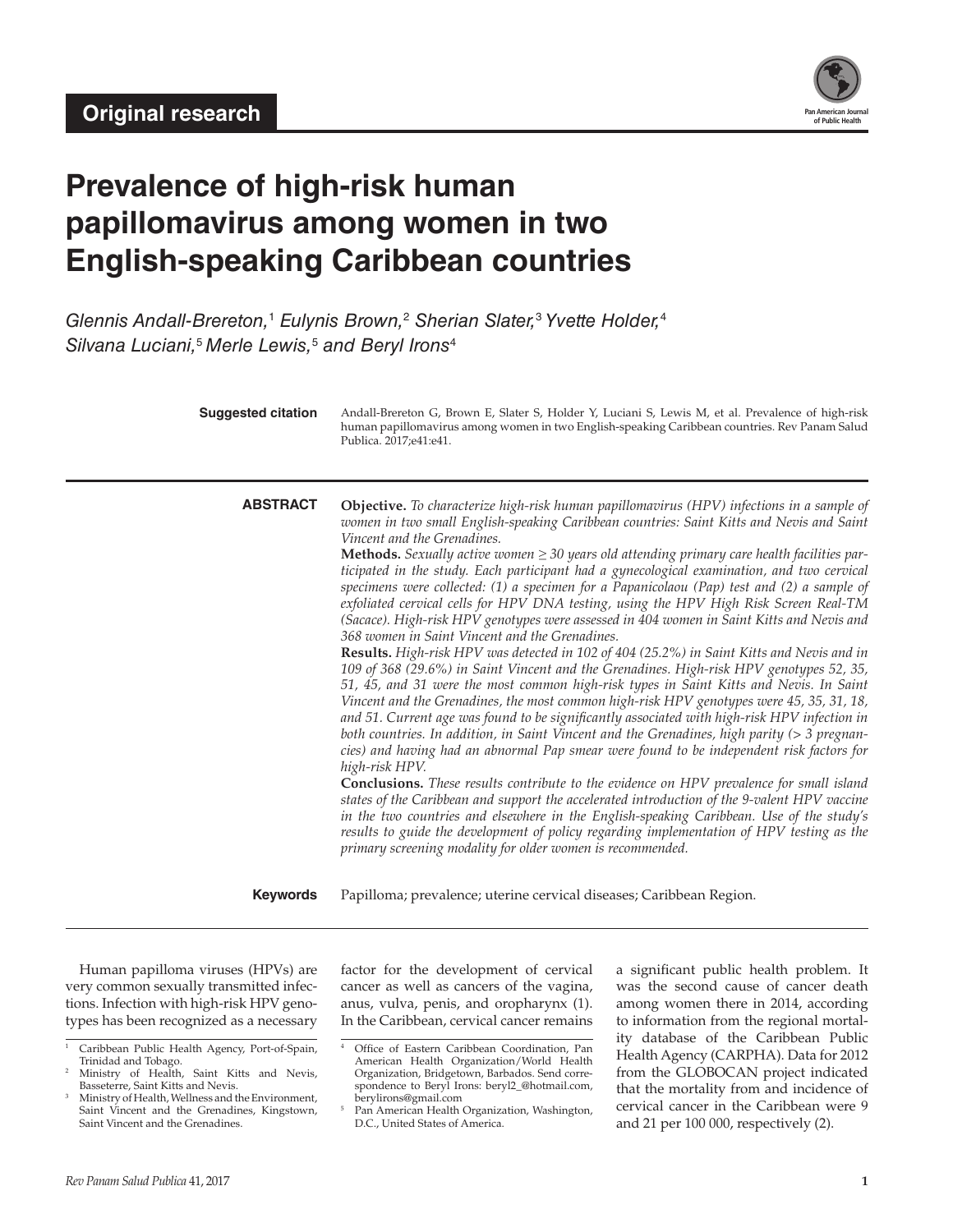**Original research**

# Prevalence of high-risk human papillomavirus among women in two English-speaking Caribbean countries

*Glennis Andall-Brereton,[1] Eulynis Brown,[2] Sherian Slater,[3] Yvette Holder,[4] Silvana Luciani,[5] Merle Lewis,[5] and Beryl Irons[4]*

**Suggested citation** Andall-Brereton G, Brown E, Slater S, Holder Y, Luciani S, Lewis M, et al. Prevalence of high-risk human papillomavirus among women in two English-speaking Caribbean countries. Rev Panam Salud Publica. 2017;e41:e41.

**ABSTRACT**

**Objective.** *To characterize high-risk human papillomavirus (HPV) infections in a sample of women in two small English-speaking Caribbean countries: Saint Kitts and Nevis and Saint Vincent and the Grenadines.*

**Methods.** *Sexually active women ≥ 30 years old attending primary care health facilities participated in the study. Each participant had a gynecological examination, and two cervical specimens were collected: (1) a specimen for a Papanicolaou (Pap) test and (2) a sample of exfoliated cervical cells for HPV DNA testing, using the HPV High Risk Screen Real-TM (Sacace). High-risk HPV genotypes were assessed in 404 women in Saint Kitts and Nevis and 368 women in Saint Vincent and the Grenadines.*

**Results.** *High-risk HPV was detected in 102 of 404 (25.2%) in Saint Kitts and Nevis and in 109 of 368 (29.6%) in Saint Vincent and the Grenadines. High-risk HPV genotypes 52, 35, 51, 45, and 31 were the most common high-risk types in Saint Kitts and Nevis. In Saint Vincent and the Grenadines, the most common high-risk HPV genotypes were 45, 35, 31, 18, and 51. Current age was found to be significantly associated with high-risk HPV infection in both countries. In addition, in Saint Vincent and the Grenadines, high parity (> 3 pregnancies) and having had an abnormal Pap smear were found to be independent risk factors for high-risk HPV.*

**Conclusions.** *These results contribute to the evidence on HPV prevalence for small island states of the Caribbean and support the accelerated introduction of the 9-valent HPV vaccine in the two countries and elsewhere in the English-speaking Caribbean. Use of the study's results to guide the development of policy regarding implementation of HPV testing as the primary screening modality for older women is recommended.*

**Keywords** Papilloma; prevalence; uterine cervical diseases; Caribbean Region.

Human papilloma viruses (HPVs) are very common sexually transmitted infections. Infection with high-risk HPV genotypes has been recognized as a necessary factor for the development of cervical cancer as well as cancers of the vagina, anus, vulva, penis, and oropharynx (1). In the Caribbean, cervical cancer remains a significant public health problem. It was the second cause of cancer death among women there in 2014, according to information from the regional mortality database of the Caribbean Public Health Agency (CARPHA). Data for 2012 from the GLOBOCAN project indicated that the mortality from and incidence of cervical cancer in the Caribbean were 9 and 21 per 100 000, respectively (2).

[1] Caribbean Public Health Agency, Port-of-Spain, Trinidad and Tobago.

[2] Ministry of Health, Saint Kitts and Nevis, Basseterre, Saint Kitts and Nevis.

[3] Ministry of Health, Wellness and the Environment, Saint Vincent and the Grenadines, Kingstown, Saint Vincent and the Grenadines.

[4] Office of Eastern Caribbean Coordination, Pan American Health Organization/World Health Organization, Bridgetown, Barbados. Send correspondence to Beryl Irons: beryl2_@hotmail.com, berylirons@gmail.com

[5] Pan American Health Organization, Washington, D.C., United States of America.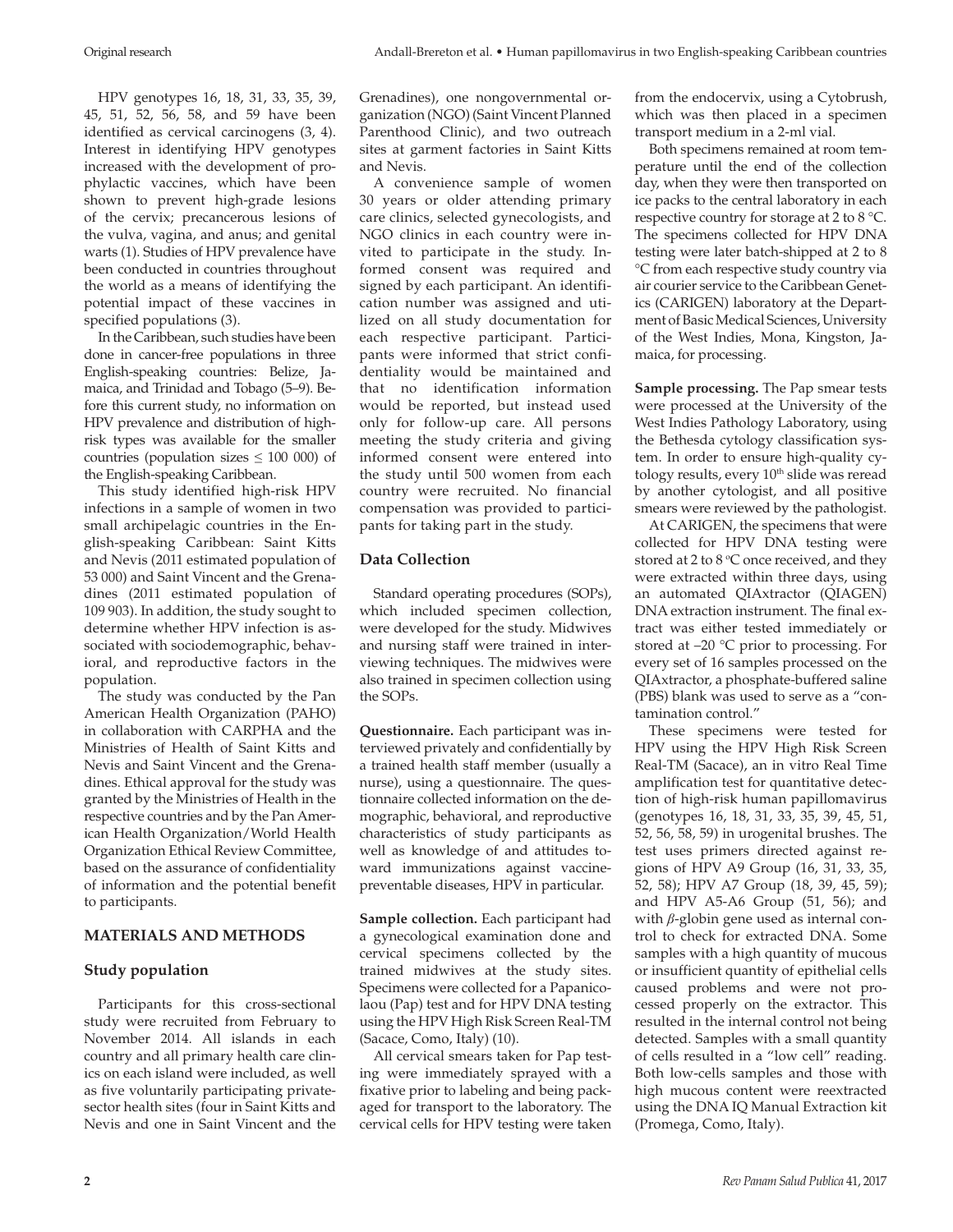HPV genotypes 16, 18, 31, 33, 35, 39, 45, 51, 52, 56, 58, and 59 have been identified as cervical carcinogens (3, 4). Interest in identifying HPV genotypes increased with the development of prophylactic vaccines, which have been shown to prevent high-grade lesions of the cervix; precancerous lesions of the vulva, vagina, and anus; and genital warts (1). Studies of HPV prevalence have been conducted in countries throughout the world as a means of identifying the potential impact of these vaccines in specified populations (3).

In the Caribbean, such studies have been done in cancer-free populations in three English-speaking countries: Belize, Jamaica, and Trinidad and Tobago (5–9). Before this current study, no information on HPV prevalence and distribution of high-risk types was available for the smaller countries (population sizes ≤ 100 000) of the English-speaking Caribbean.

This study identified high-risk HPV infections in a sample of women in two small archipelagic countries in the English-speaking Caribbean: Saint Kitts and Nevis (2011 estimated population of 53 000) and Saint Vincent and the Grenadines (2011 estimated population of 109 903). In addition, the study sought to determine whether HPV infection is associated with sociodemographic, behavioral, and reproductive factors in the population.

The study was conducted by the Pan American Health Organization (PAHO) in collaboration with CARPHA and the Ministries of Health of Saint Kitts and Nevis and Saint Vincent and the Grenadines. Ethical approval for the study was granted by the Ministries of Health in the respective countries and by the Pan American Health Organization/World Health Organization Ethical Review Committee, based on the assurance of confidentiality of information and the potential benefit to participants.

## MATERIALS AND METHODS

### Study population

Participants for this cross-sectional study were recruited from February to November 2014. All islands in each country and all primary health care clinics on each island were included, as well as five voluntarily participating private-sector health sites (four in Saint Kitts and Nevis and one in Saint Vincent and the Grenadines), one nongovernmental organization (NGO) (Saint Vincent Planned Parenthood Clinic), and two outreach sites at garment factories in Saint Kitts and Nevis.

A convenience sample of women 30 years or older attending primary care clinics, selected gynecologists, and NGO clinics in each country were invited to participate in the study. Informed consent was required and signed by each participant. An identification number was assigned and utilized on all study documentation for each respective participant. Participants were informed that strict confidentiality would be maintained and that no identification information would be reported, but instead used only for follow-up care. All persons meeting the study criteria and giving informed consent were entered into the study until 500 women from each country were recruited. No financial compensation was provided to participants for taking part in the study.

### Data Collection

Standard operating procedures (SOPs), which included specimen collection, were developed for the study. Midwives and nursing staff were trained in interviewing techniques. The midwives were also trained in specimen collection using the SOPs.

**Questionnaire.** Each participant was interviewed privately and confidentially by a trained health staff member (usually a nurse), using a questionnaire. The questionnaire collected information on the demographic, behavioral, and reproductive characteristics of study participants as well as knowledge of and attitudes toward immunizations against vaccine-preventable diseases, HPV in particular.

**Sample collection.** Each participant had a gynecological examination done and cervical specimens collected by the trained midwives at the study sites. Specimens were collected for a Papanicolaou (Pap) test and for HPV DNA testing using the HPV High Risk Screen Real-TM (Sacace, Como, Italy) (10).

All cervical smears taken for Pap testing were immediately sprayed with a fixative prior to labeling and being packaged for transport to the laboratory. The cervical cells for HPV testing were taken from the endocervix, using a Cytobrush, which was then placed in a specimen transport medium in a 2-ml vial.

Both specimens remained at room temperature until the end of the collection day, when they were then transported on ice packs to the central laboratory in each respective country for storage at 2 to 8 °C. The specimens collected for HPV DNA testing were later batch-shipped at 2 to 8 °C from each respective study country via air courier service to the Caribbean Genetics (CARIGEN) laboratory at the Department of Basic Medical Sciences, University of the West Indies, Mona, Kingston, Jamaica, for processing.

**Sample processing.** The Pap smear tests were processed at the University of the West Indies Pathology Laboratory, using the Bethesda cytology classification system. In order to ensure high-quality cytology results, every 10th slide was reread by another cytologist, and all positive smears were reviewed by the pathologist.

At CARIGEN, the specimens that were collected for HPV DNA testing were stored at 2 to 8 °C once received, and they were extracted within three days, using an automated QIAxtractor (QIAGEN) DNA extraction instrument. The final extract was either tested immediately or stored at –20 °C prior to processing. For every set of 16 samples processed on the QIAxtractor, a phosphate-buffered saline (PBS) blank was used to serve as a "contamination control."

These specimens were tested for HPV using the HPV High Risk Screen Real-TM (Sacace), an in vitro Real Time amplification test for quantitative detection of high-risk human papillomavirus (genotypes 16, 18, 31, 33, 35, 39, 45, 51, 52, 56, 58, 59) in urogenital brushes. The test uses primers directed against regions of HPV A9 Group (16, 31, 33, 35, 52, 58); HPV A7 Group (18, 39, 45, 59); and HPV A5-A6 Group (51, 56); and with $\beta$-globin gene used as internal control to check for extracted DNA. Some samples with a high quantity of mucous or insufficient quantity of epithelial cells caused problems and were not processed properly on the extractor. This resulted in the internal control not being detected. Samples with a small quantity of cells resulted in a "low cell" reading. Both low-cells samples and those with high mucous content were reextracted using the DNA IQ Manual Extraction kit (Promega, Como, Italy).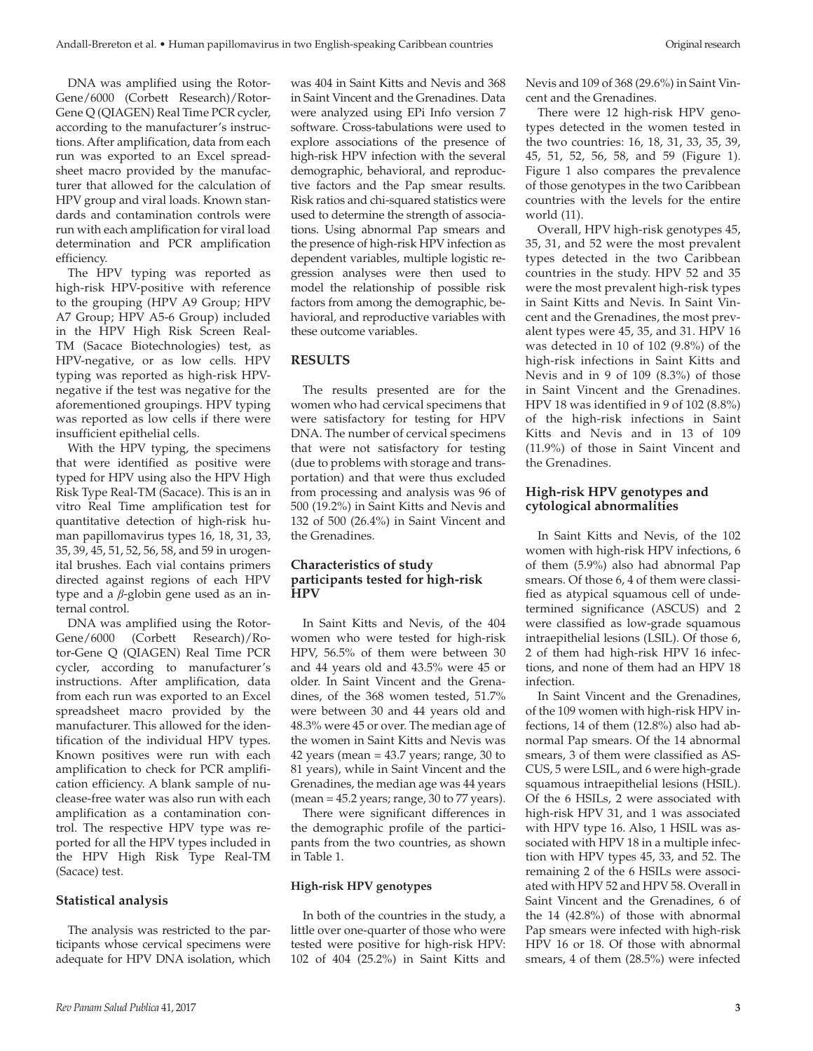DNA was amplified using the Rotor-Gene/6000 (Corbett Research)/Rotor-Gene Q (QIAGEN) Real Time PCR cycler, according to the manufacturer's instructions. After amplification, data from each run was exported to an Excel spreadsheet macro provided by the manufacturer that allowed for the calculation of HPV group and viral loads. Known standards and contamination controls were run with each amplification for viral load determination and PCR amplification efficiency.

The HPV typing was reported as high-risk HPV-positive with reference to the grouping (HPV A9 Group; HPV A7 Group; HPV A5-6 Group) included in the HPV High Risk Screen Real-TM (Sacace Biotechnologies) test, as HPV-negative, or as low cells. HPV typing was reported as high-risk HPV-negative if the test was negative for the aforementioned groupings. HPV typing was reported as low cells if there were insufficient epithelial cells.

With the HPV typing, the specimens that were identified as positive were typed for HPV using also the HPV High Risk Type Real-TM (Sacace). This is an in vitro Real Time amplification test for quantitative detection of high-risk human papillomavirus types 16, 18, 31, 33, 35, 39, 45, 51, 52, 56, 58, and 59 in urogenital brushes. Each vial contains primers directed against regions of each HPV type and a $\beta$-globin gene used as an internal control.

DNA was amplified using the Rotor-Gene/6000 (Corbett Research)/Rotor-Gene Q (QIAGEN) Real Time PCR cycler, according to manufacturer's instructions. After amplification, data from each run was exported to an Excel spreadsheet macro provided by the manufacturer. This allowed for the identification of the individual HPV types. Known positives were run with each amplification to check for PCR amplification efficiency. A blank sample of nuclease-free water was also run with each amplification as a contamination control. The respective HPV type was reported for all the HPV types included in the HPV High Risk Type Real-TM (Sacace) test.

### Statistical analysis

The analysis was restricted to the participants whose cervical specimens were adequate for HPV DNA isolation, which was 404 in Saint Kitts and Nevis and 368 in Saint Vincent and the Grenadines. Data were analyzed using EPi Info version 7 software. Cross-tabulations were used to explore associations of the presence of high-risk HPV infection with the several demographic, behavioral, and reproductive factors and the Pap smear results. Risk ratios and chi-squared statistics were used to determine the strength of associations. Using abnormal Pap smears and the presence of high-risk HPV infection as dependent variables, multiple logistic regression analyses were then used to model the relationship of possible risk factors from among the demographic, behavioral, and reproductive variables with these outcome variables.

## RESULTS

The results presented are for the women who had cervical specimens that were satisfactory for testing for HPV DNA. The number of cervical specimens that were not satisfactory for testing (due to problems with storage and transportation) and that were thus excluded from processing and analysis was 96 of 500 (19.2%) in Saint Kitts and Nevis and 132 of 500 (26.4%) in Saint Vincent and the Grenadines.

### Characteristics of study participants tested for high-risk HPV

In Saint Kitts and Nevis, of the 404 women who were tested for high-risk HPV, 56.5% of them were between 30 and 44 years old and 43.5% were 45 or older. In Saint Vincent and the Grenadines, of the 368 women tested, 51.7% were between 30 and 44 years old and 48.3% were 45 or over. The median age of the women in Saint Kitts and Nevis was 42 years (mean = 43.7 years; range, 30 to 81 years), while in Saint Vincent and the Grenadines, the median age was 44 years (mean = 45.2 years; range, 30 to 77 years).

There were significant differences in the demographic profile of the participants from the two countries, as shown in Table 1.

#### High-risk HPV genotypes

In both of the countries in the study, a little over one-quarter of those who were tested were positive for high-risk HPV: 102 of 404 (25.2%) in Saint Kitts and Nevis and 109 of 368 (29.6%) in Saint Vincent and the Grenadines.

There were 12 high-risk HPV genotypes detected in the women tested in the two countries: 16, 18, 31, 33, 35, 39, 45, 51, 52, 56, 58, and 59 (Figure 1). Figure 1 also compares the prevalence of those genotypes in the two Caribbean countries with the levels for the entire world (11).

Overall, HPV high-risk genotypes 45, 35, 31, and 52 were the most prevalent types detected in the two Caribbean countries in the study. HPV 52 and 35 were the most prevalent high-risk types in Saint Kitts and Nevis. In Saint Vincent and the Grenadines, the most prevalent types were 45, 35, and 31. HPV 16 was detected in 10 of 102 (9.8%) of the high-risk infections in Saint Kitts and Nevis and in 9 of 109 (8.3%) of those in Saint Vincent and the Grenadines. HPV 18 was identified in 9 of 102 (8.8%) of the high-risk infections in Saint Kitts and Nevis and in 13 of 109 (11.9%) of those in Saint Vincent and the Grenadines.

### High-risk HPV genotypes and cytological abnormalities

In Saint Kitts and Nevis, of the 102 women with high-risk HPV infections, 6 of them (5.9%) also had abnormal Pap smears. Of those 6, 4 of them were classified as atypical squamous cell of undetermined significance (ASCUS) and 2 were classified as low-grade squamous intraepithelial lesions (LSIL). Of those 6, 2 of them had high-risk HPV 16 infections, and none of them had an HPV 18 infection.

In Saint Vincent and the Grenadines, of the 109 women with high-risk HPV infections, 14 of them (12.8%) also had abnormal Pap smears. Of the 14 abnormal smears, 3 of them were classified as ASCUS, 5 were LSIL, and 6 were high-grade squamous intraepithelial lesions (HSIL). Of the 6 HSILs, 2 were associated with high-risk HPV 31, and 1 was associated with HPV type 16. Also, 1 HSIL was associated with HPV 18 in a multiple infection with HPV types 45, 33, and 52. The remaining 2 of the 6 HSILs were associated with HPV 52 and HPV 58. Overall in Saint Vincent and the Grenadines, 6 of the 14 (42.8%) of those with abnormal Pap smears were infected with high-risk HPV 16 or 18. Of those with abnormal smears, 4 of them (28.5%) were infected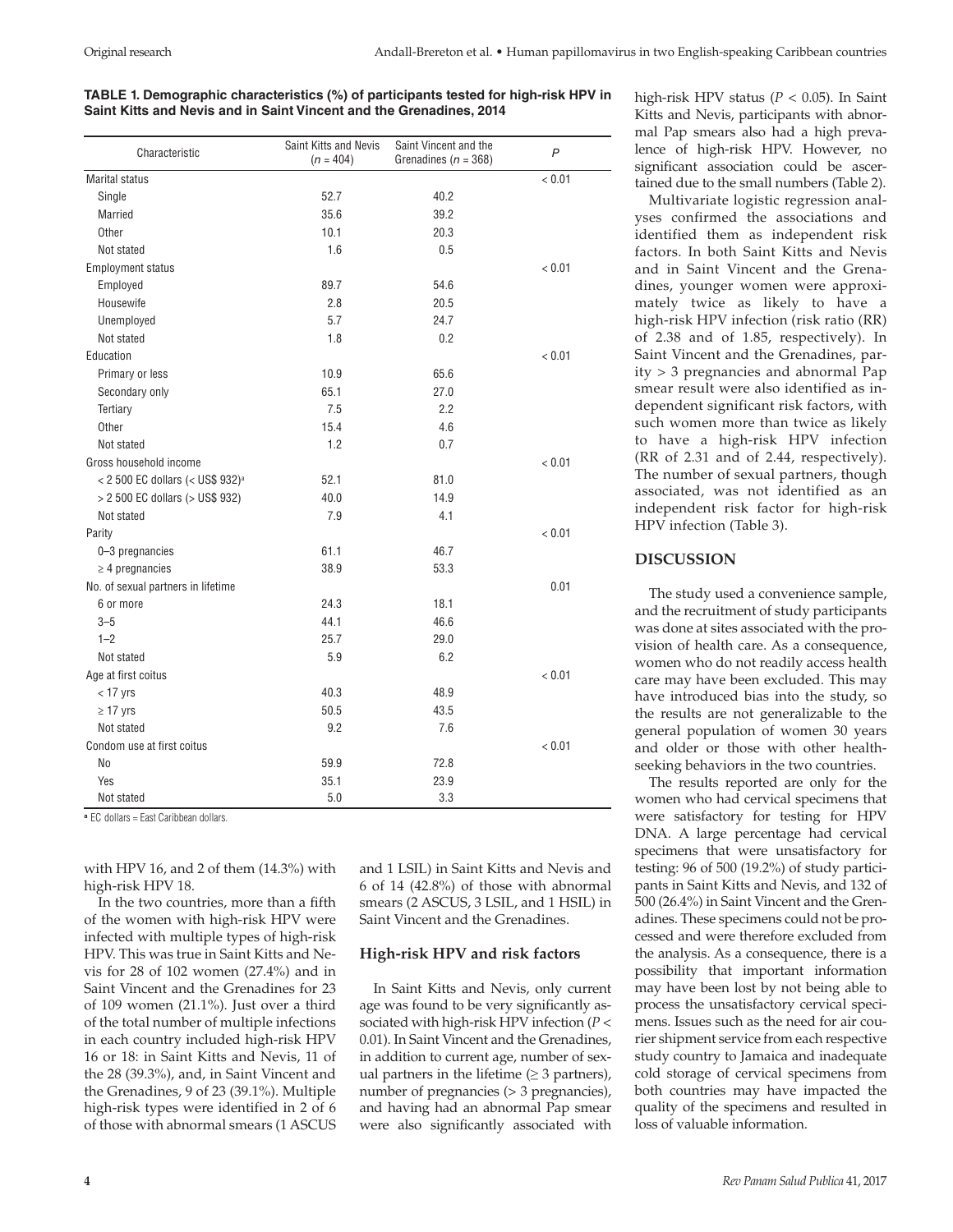**TABLE 1. Demographic characteristics (%) of participants tested for high-risk HPV in Saint Kitts and Nevis and in Saint Vincent and the Grenadines, 2014**

| Characteristic | Saint Kitts and Nevis ($n$ = 404) | Saint Vincent and the Grenadines ($n$ = 368) | $P$ |
|---|---|---|---|
| Marital status | | | < 0.01 |
| Single | 52.7 | 40.2 | |
| Married | 35.6 | 39.2 | |
| Other | 10.1 | 20.3 | |
| Not stated | 1.6 | 0.5 | |
| Employment status | | | < 0.01 |
| Employed | 89.7 | 54.6 | |
| Housewife | 2.8 | 20.5 | |
| Unemployed | 5.7 | 24.7 | |
| Not stated | 1.8 | 0.2 | |
| Education | | | < 0.01 |
| Primary or less | 10.9 | 65.6 | |
| Secondary only | 65.1 | 27.0 | |
| Tertiary | 7.5 | 2.2 | |
| Other | 15.4 | 4.6 | |
| Not stated | 1.2 | 0.7 | |
| Gross household income | | | < 0.01 |
| < 2 500 EC dollars (< US$ 932)[a] | 52.1 | 81.0 | |
| > 2 500 EC dollars (> US$ 932) | 40.0 | 14.9 | |
| Not stated | 7.9 | 4.1 | |
| Parity | | | < 0.01 |
| 0–3 pregnancies | 61.1 | 46.7 | |
| ≥ 4 pregnancies | 38.9 | 53.3 | |
| No. of sexual partners in lifetime | | | 0.01 |
| 6 or more | 24.3 | 18.1 | |
| 3–5 | 44.1 | 46.6 | |
| 1–2 | 25.7 | 29.0 | |
| Not stated | 5.9 | 6.2 | |
| Age at first coitus | | | < 0.01 |
| < 17 yrs | 40.3 | 48.9 | |
| ≥ 17 yrs | 50.5 | 43.5 | |
| Not stated | 9.2 | 7.6 | |
| Condom use at first coitus | | | < 0.01 |
| No | 59.9 | 72.8 | |
| Yes | 35.1 | 23.9 | |
| Not stated | 5.0 | 3.3 | |

[a] EC dollars = East Caribbean dollars.

with HPV 16, and 2 of them (14.3%) with high-risk HPV 18.

In the two countries, more than a fifth of the women with high-risk HPV were infected with multiple types of high-risk HPV. This was true in Saint Kitts and Nevis for 28 of 102 women (27.4%) and in Saint Vincent and the Grenadines for 23 of 109 women (21.1%). Just over a third of the total number of multiple infections in each country included high-risk HPV 16 or 18: in Saint Kitts and Nevis, 11 of the 28 (39.3%), and, in Saint Vincent and the Grenadines, 9 of 23 (39.1%). Multiple high-risk types were identified in 2 of 6 of those with abnormal smears (1 ASCUS and 1 LSIL) in Saint Kitts and Nevis and 6 of 14 (42.8%) of those with abnormal smears (2 ASCUS, 3 LSIL, and 1 HSIL) in Saint Vincent and the Grenadines.

### High-risk HPV and risk factors

In Saint Kitts and Nevis, only current age was found to be very significantly associated with high-risk HPV infection ($P$ < 0.01). In Saint Vincent and the Grenadines, in addition to current age, number of sexual partners in the lifetime (≥ 3 partners), number of pregnancies (> 3 pregnancies), and having had an abnormal Pap smear were also significantly associated with high-risk HPV status ($P$ < 0.05). In Saint Kitts and Nevis, participants with abnormal Pap smears also had a high prevalence of high-risk HPV. However, no significant association could be ascertained due to the small numbers (Table 2).

Multivariate logistic regression analyses confirmed the associations and identified them as independent risk factors. In both Saint Kitts and Nevis and in Saint Vincent and the Grenadines, younger women were approximately twice as likely to have a high-risk HPV infection (risk ratio (RR) of 2.38 and of 1.85, respectively). In Saint Vincent and the Grenadines, parity > 3 pregnancies and abnormal Pap smear result were also identified as independent significant risk factors, with such women more than twice as likely to have a high-risk HPV infection (RR of 2.31 and of 2.44, respectively). The number of sexual partners, though associated, was not identified as an independent risk factor for high-risk HPV infection (Table 3).

## DISCUSSION

The study used a convenience sample, and the recruitment of study participants was done at sites associated with the provision of health care. As a consequence, women who do not readily access health care may have been excluded. This may have introduced bias into the study, so the results are not generalizable to the general population of women 30 years and older or those with other health-seeking behaviors in the two countries.

The results reported are only for the women who had cervical specimens that were satisfactory for testing for HPV DNA. A large percentage had cervical specimens that were unsatisfactory for testing: 96 of 500 (19.2%) of study participants in Saint Kitts and Nevis, and 132 of 500 (26.4%) in Saint Vincent and the Grenadines. These specimens could not be processed and were therefore excluded from the analysis. As a consequence, there is a possibility that important information may have been lost by not being able to process the unsatisfactory cervical specimens. Issues such as the need for air courier shipment service from each respective study country to Jamaica and inadequate cold storage of cervical specimens from both countries may have impacted the quality of the specimens and resulted in loss of valuable information.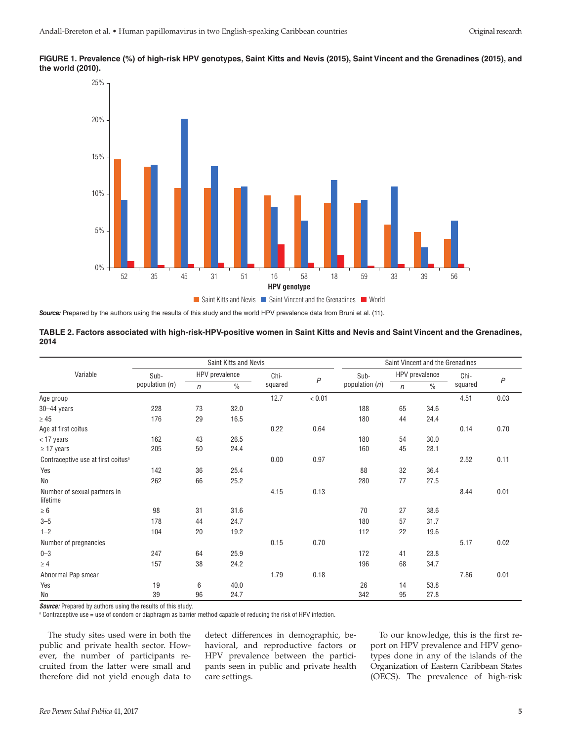**FIGURE 1. Prevalence (%) of high-risk HPV genotypes, Saint Kitts and Nevis (2015), Saint Vincent and the Grenadines (2015), and the world (2010).**

***Source:*** Prepared by the authors using the results of this study and the world HPV prevalence data from Bruni et al. (11).

**TABLE 2. Factors associated with high-risk-HPV-positive women in Saint Kitts and Nevis and Saint Vincent and the Grenadines, 2014**

| Variable | Saint Kitts and Nevis | | | | | Saint Vincent and the Grenadines | | | | |
|---|---|---|---|---|---|---|---|---|---|---|
| | Sub-population (*n*) | HPV prevalence | | Chi-squared | *P* | Sub-population (*n*) | HPV prevalence | | Chi-squared | *P* |
| | | *n* | % | | | | *n* | % | | |
| Age group | | | | 12.7 | < 0.01 | | | | 4.51 | 0.03 |
| 30–44 years | 228 | 73 | 32.0 | | | 188 | 65 | 34.6 | | |
| ≥ 45 | 176 | 29 | 16.5 | | | 180 | 44 | 24.4 | | |
| Age at first coitus | | | | 0.22 | 0.64 | | | | 0.14 | 0.70 |
| < 17 years | 162 | 43 | 26.5 | | | 180 | 54 | 30.0 | | |
| ≥ 17 years | 205 | 50 | 24.4 | | | 160 | 45 | 28.1 | | |
| Contraceptive use at first coitus[a] | | | | 0.00 | 0.97 | | | | 2.52 | 0.11 |
| Yes | 142 | 36 | 25.4 | | | 88 | 32 | 36.4 | | |
| No | 262 | 66 | 25.2 | | | 280 | 77 | 27.5 | | |
| Number of sexual partners in lifetime | | | | 4.15 | 0.13 | | | | 8.44 | 0.01 |
| ≥ 6 | 98 | 31 | 31.6 | | | 70 | 27 | 38.6 | | |
| 3–5 | 178 | 44 | 24.7 | | | 180 | 57 | 31.7 | | |
| 1–2 | 104 | 20 | 19.2 | | | 112 | 22 | 19.6 | | |
| Number of pregnancies | | | | 0.15 | 0.70 | | | | 5.17 | 0.02 |
| 0–3 | 247 | 64 | 25.9 | | | 172 | 41 | 23.8 | | |
| ≥ 4 | 157 | 38 | 24.2 | | | 196 | 68 | 34.7 | | |
| Abnormal Pap smear | | | | 1.79 | 0.18 | | | | 7.86 | 0.01 |
| Yes | 19 | 6 | 40.0 | | | 26 | 14 | 53.8 | | |
| No | 39 | 96 | 24.7 | | | 342 | 95 | 27.8 | | |

***Source:*** Prepared by authors using the results of this study.

[a] Contraceptive use = use of condom or diaphragm as barrier method capable of reducing the risk of HPV infection.

The study sites used were in both the public and private health sector. However, the number of participants recruited from the latter were small and therefore did not yield enough data to detect differences in demographic, behavioral, and reproductive factors or HPV prevalence between the participants seen in public and private health care settings.

To our knowledge, this is the first report on HPV prevalence and HPV genotypes done in any of the islands of the Organization of Eastern Caribbean States (OECS). The prevalence of high-risk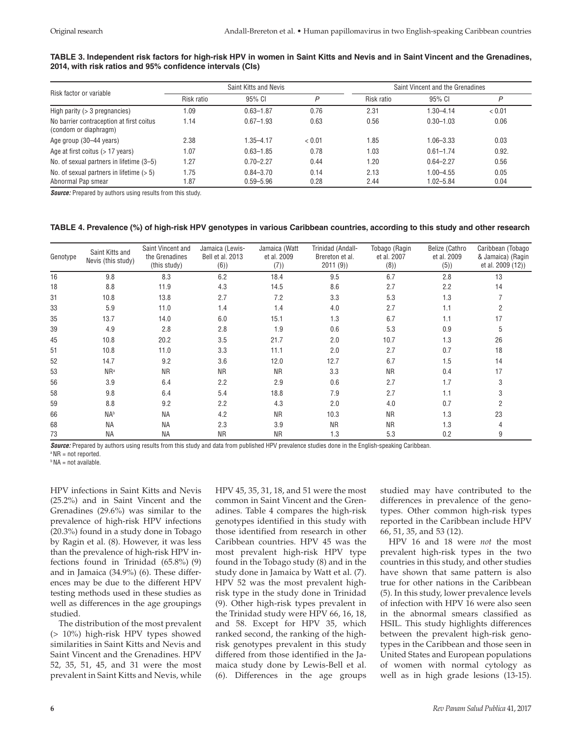**TABLE 3. Independent risk factors for high-risk HPV in women in Saint Kitts and Nevis and in Saint Vincent and the Grenadines, 2014, with risk ratios and 95% confidence intervals (CIs)**

| Risk factor or variable | Saint Kitts and Nevis | | | Saint Vincent and the Grenadines | | |
|---|---|---|---|---|---|---|
| | Risk ratio | 95% CI | *P* | Risk ratio | 95% CI | *P* |
| High parity (> 3 pregnancies) | 1.09 | 0.63–1.87 | 0.76 | 2.31 | 1.30–4.14 | < 0.01 |
| No barrier contraception at first coitus (condom or diaphragm) | 1.14 | 0.67–1.93 | 0.63 | 0.56 | 0.30–1.03 | 0.06 |
| Age group (30–44 years) | 2.38 | 1.35–4.17 | < 0.01 | 1.85 | 1.06–3.33 | 0.03 |
| Age at first coitus (> 17 years) | 1.07 | 0.63–1.85 | 0.78 | 1.03 | 0.61–1.74 | 0.92. |
| No. of sexual partners in lifetime (3–5) | 1.27 | 0.70–2.27 | 0.44 | 1.20 | 0.64–2.27 | 0.56 |
| No. of sexual partners in lifetime (> 5) | 1.75 | 0.84–3.70 | 0.14 | 2.13 | 1.00–4.55 | 0.05 |
| Abnormal Pap smear | 1.87 | 0.59–5.96 | 0.28 | 2.44 | 1.02–5.84 | 0.04 |

***Source:*** Prepared by authors using results from this study.

**TABLE 4. Prevalence (%) of high-risk HPV genotypes in various Caribbean countries, according to this study and other research**

| Genotype | Saint Kitts and Nevis (this study) | Saint Vincent and the Grenadines (this study) | Jamaica (Lewis-Bell et al. 2013 (6)) | Jamaica (Watt et al. 2009 (7)) | Trinidad (Andall-Brereton et al. 2011 (9)) | Tobago (Ragin et al. 2007 (8)) | Belize (Cathro et al. 2009 (5)) | Caribbean (Tobago & Jamaica) (Ragin et al. 2009 (12)) |
|---|---|---|---|---|---|---|---|---|
| 16 | 9.8 | 8.3 | 6.2 | 18.4 | 9.5 | 6.7 | 2.8 | 13 |
| 18 | 8.8 | 11.9 | 4.3 | 14.5 | 8.6 | 2.7 | 2.2 | 14 |
| 31 | 10.8 | 13.8 | 2.7 | 7.2 | 3.3 | 5.3 | 1.3 | 7 |
| 33 | 5.9 | 11.0 | 1.4 | 1.4 | 4.0 | 2.7 | 1.1 | 2 |
| 35 | 13.7 | 14.0 | 6.0 | 15.1 | 1.3 | 6.7 | 1.1 | 17 |
| 39 | 4.9 | 2.8 | 2.8 | 1.9 | 0.6 | 5.3 | 0.9 | 5 |
| 45 | 10.8 | 20.2 | 3.5 | 21.7 | 2.0 | 10.7 | 1.3 | 26 |
| 51 | 10.8 | 11.0 | 3.3 | 11.1 | 2.0 | 2.7 | 0.7 | 18 |
| 52 | 14.7 | 9.2 | 3.6 | 12.0 | 12.7 | 6.7 | 1.5 | 14 |
| 53 | NR[a] | NR | NR | NR | 3.3 | NR | 0.4 | 17 |
| 56 | 3.9 | 6.4 | 2.2 | 2.9 | 0.6 | 2.7 | 1.7 | 3 |
| 58 | 9.8 | 6.4 | 5.4 | 18.8 | 7.9 | 2.7 | 1.1 | 3 |
| 59 | 8.8 | 9.2 | 2.2 | 4.3 | 2.0 | 4.0 | 0.7 | 2 |
| 66 | NA[b] | NA | 4.2 | NR | 10.3 | NR | 1.3 | 23 |
| 68 | NA | NA | 2.3 | 3.9 | NR | NR | 1.3 | 4 |
| 73 | NA | NA | NR | NR | 1.3 | 5.3 | 0.2 | 9 |

***Source:*** Prepared by authors using results from this study and data from published HPV prevalence studies done in the English-speaking Caribbean.

[a] NR = not reported.

[b] NA = not available.

HPV infections in Saint Kitts and Nevis (25.2%) and in Saint Vincent and the Grenadines (29.6%) was similar to the prevalence of high-risk HPV infections (20.3%) found in a study done in Tobago by Ragin et al. (8). However, it was less than the prevalence of high-risk HPV infections found in Trinidad (65.8%) (9) and in Jamaica (34.9%) (6). These differences may be due to the different HPV testing methods used in these studies as well as differences in the age groupings studied.

The distribution of the most prevalent (> 10%) high-risk HPV types showed similarities in Saint Kitts and Nevis and Saint Vincent and the Grenadines. HPV 52, 35, 51, 45, and 31 were the most prevalent in Saint Kitts and Nevis, while HPV 45, 35, 31, 18, and 51 were the most common in Saint Vincent and the Grenadines. Table 4 compares the high-risk genotypes identified in this study with those identified from research in other Caribbean countries. HPV 45 was the most prevalent high-risk HPV type found in the Tobago study (8) and in the study done in Jamaica by Watt et al. (7). HPV 52 was the most prevalent high-risk type in the study done in Trinidad (9). Other high-risk types prevalent in the Trinidad study were HPV 66, 16, 18, and 58. Except for HPV 35, which ranked second, the ranking of the high-risk genotypes prevalent in this study differed from those identified in the Jamaica study done by Lewis-Bell et al. (6). Differences in the age groups studied may have contributed to the differences in prevalence of the genotypes. Other common high-risk types reported in the Caribbean include HPV 66, 51, 35, and 53 (12).

HPV 16 and 18 were *not* the most prevalent high-risk types in the two countries in this study, and other studies have shown that same pattern is also true for other nations in the Caribbean (5). In this study, lower prevalence levels of infection with HPV 16 were also seen in the abnormal smears classified as HSIL. This study highlights differences between the prevalent high-risk genotypes in the Caribbean and those seen in United States and European populations of women with normal cytology as well as in high grade lesions (13-15).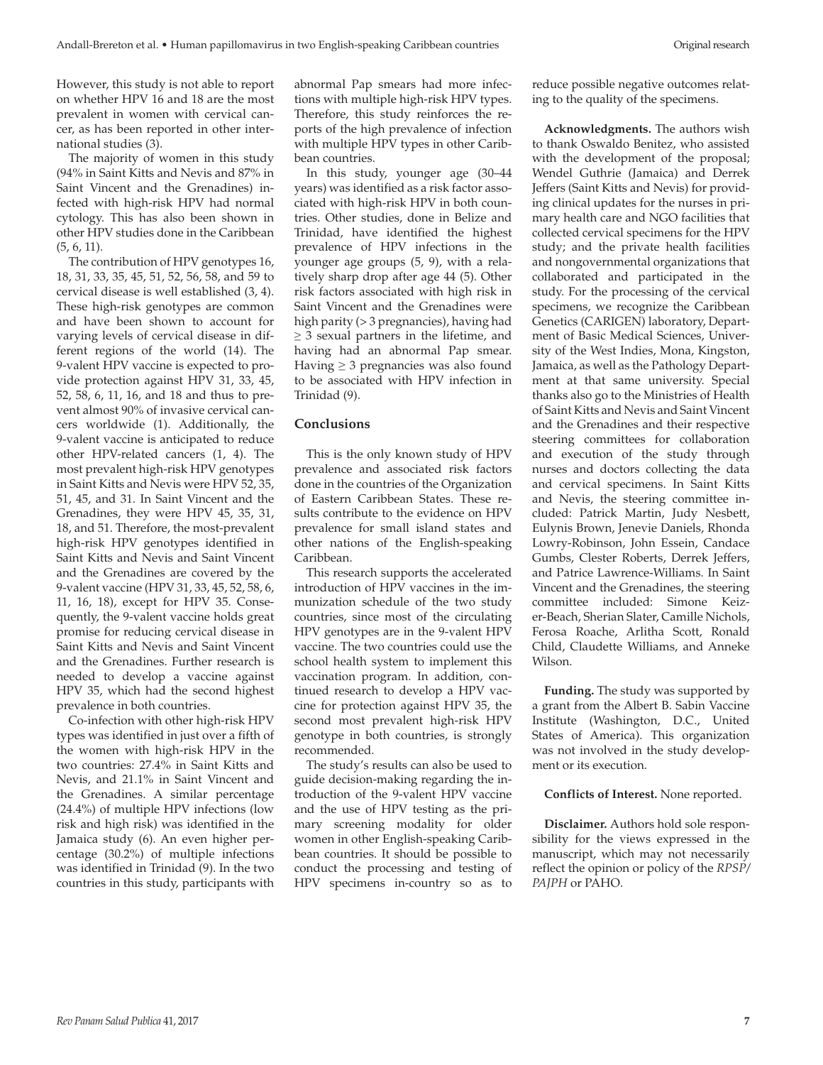However, this study is not able to report on whether HPV 16 and 18 are the most prevalent in women with cervical cancer, as has been reported in other international studies (3).

The majority of women in this study (94% in Saint Kitts and Nevis and 87% in Saint Vincent and the Grenadines) infected with high-risk HPV had normal cytology. This has also been shown in other HPV studies done in the Caribbean (5, 6, 11).

The contribution of HPV genotypes 16, 18, 31, 33, 35, 45, 51, 52, 56, 58, and 59 to cervical disease is well established (3, 4). These high-risk genotypes are common and have been shown to account for varying levels of cervical disease in different regions of the world (14). The 9-valent HPV vaccine is expected to provide protection against HPV 31, 33, 45, 52, 58, 6, 11, 16, and 18 and thus to prevent almost 90% of invasive cervical cancers worldwide (1). Additionally, the 9-valent vaccine is anticipated to reduce other HPV-related cancers (1, 4). The most prevalent high-risk HPV genotypes in Saint Kitts and Nevis were HPV 52, 35, 51, 45, and 31. In Saint Vincent and the Grenadines, they were HPV 45, 35, 31, 18, and 51. Therefore, the most-prevalent high-risk HPV genotypes identified in Saint Kitts and Nevis and Saint Vincent and the Grenadines are covered by the 9-valent vaccine (HPV 31, 33, 45, 52, 58, 6, 11, 16, 18), except for HPV 35. Consequently, the 9-valent vaccine holds great promise for reducing cervical disease in Saint Kitts and Nevis and Saint Vincent and the Grenadines. Further research is needed to develop a vaccine against HPV 35, which had the second highest prevalence in both countries.

Co-infection with other high-risk HPV types was identified in just over a fifth of the women with high-risk HPV in the two countries: 27.4% in Saint Kitts and Nevis, and 21.1% in Saint Vincent and the Grenadines. A similar percentage (24.4%) of multiple HPV infections (low risk and high risk) was identified in the Jamaica study (6). An even higher percentage (30.2%) of multiple infections was identified in Trinidad (9). In the two countries in this study, participants with abnormal Pap smears had more infections with multiple high-risk HPV types. Therefore, this study reinforces the reports of the high prevalence of infection with multiple HPV types in other Caribbean countries.

In this study, younger age (30–44 years) was identified as a risk factor associated with high-risk HPV in both countries. Other studies, done in Belize and Trinidad, have identified the highest prevalence of HPV infections in the younger age groups (5, 9), with a relatively sharp drop after age 44 (5). Other risk factors associated with high risk in Saint Vincent and the Grenadines were high parity (> 3 pregnancies), having had ≥ 3 sexual partners in the lifetime, and having had an abnormal Pap smear. Having ≥ 3 pregnancies was also found to be associated with HPV infection in Trinidad (9).

## Conclusions

This is the only known study of HPV prevalence and associated risk factors done in the countries of the Organization of Eastern Caribbean States. These results contribute to the evidence on HPV prevalence for small island states and other nations of the English-speaking Caribbean.

This research supports the accelerated introduction of HPV vaccines in the immunization schedule of the two study countries, since most of the circulating HPV genotypes are in the 9-valent HPV vaccine. The two countries could use the school health system to implement this vaccination program. In addition, continued research to develop a HPV vaccine for protection against HPV 35, the second most prevalent high-risk HPV genotype in both countries, is strongly recommended.

The study's results can also be used to guide decision-making regarding the introduction of the 9-valent HPV vaccine and the use of HPV testing as the primary screening modality for older women in other English-speaking Caribbean countries. It should be possible to conduct the processing and testing of HPV specimens in-country so as to reduce possible negative outcomes relating to the quality of the specimens.

**Acknowledgments.** The authors wish to thank Oswaldo Benitez, who assisted with the development of the proposal; Wendel Guthrie (Jamaica) and Derrek Jeffers (Saint Kitts and Nevis) for providing clinical updates for the nurses in primary health care and NGO facilities that collected cervical specimens for the HPV study; and the private health facilities and nongovernmental organizations that collaborated and participated in the study. For the processing of the cervical specimens, we recognize the Caribbean Genetics (CARIGEN) laboratory, Department of Basic Medical Sciences, University of the West Indies, Mona, Kingston, Jamaica, as well as the Pathology Department at that same university. Special thanks also go to the Ministries of Health of Saint Kitts and Nevis and Saint Vincent and the Grenadines and their respective steering committees for collaboration and execution of the study through nurses and doctors collecting the data and cervical specimens. In Saint Kitts and Nevis, the steering committee included: Patrick Martin, Judy Nesbett, Eulynis Brown, Jenevie Daniels, Rhonda Lowry-Robinson, John Essein, Candace Gumbs, Clester Roberts, Derrek Jeffers, and Patrice Lawrence-Williams. In Saint Vincent and the Grenadines, the steering committee included: Simone Keizer-Beach, Sherian Slater, Camille Nichols, Ferosa Roache, Arlitha Scott, Ronald Child, Claudette Williams, and Anneke Wilson.

**Funding.** The study was supported by a grant from the Albert B. Sabin Vaccine Institute (Washington, D.C., United States of America). This organization was not involved in the study development or its execution.

**Conflicts of Interest.** None reported.

**Disclaimer.** Authors hold sole responsibility for the views expressed in the manuscript, which may not necessarily reflect the opinion or policy of the *RPSP/PAJPH* or PAHO.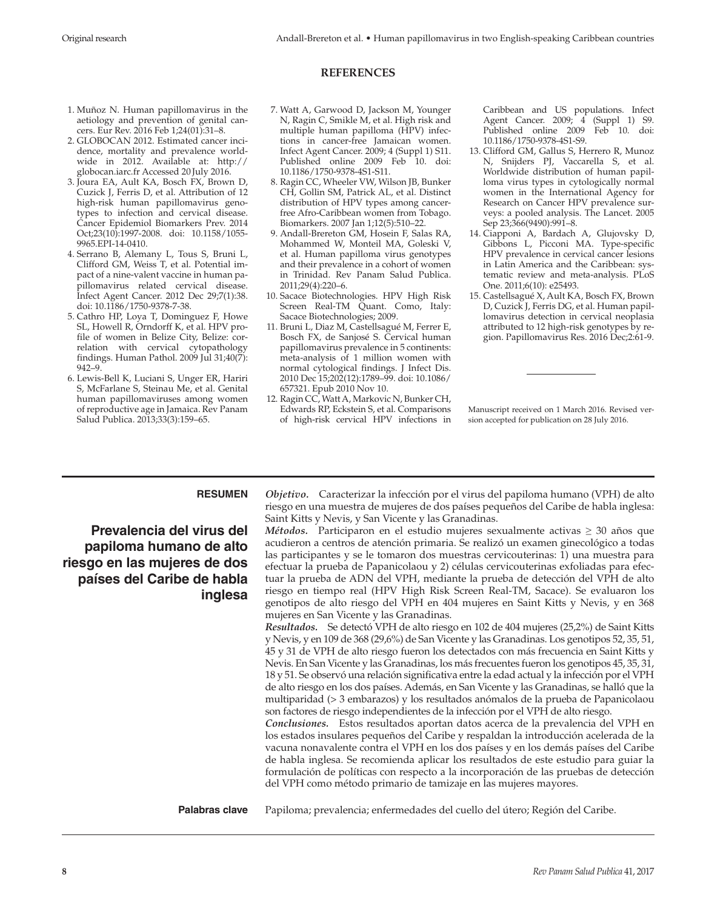## REFERENCES

1. Muñoz N. Human papillomavirus in the aetiology and prevention of genital cancers. Eur Rev. 2016 Feb 1;24(01):31–8.
2. GLOBOCAN 2012. Estimated cancer incidence, mortality and prevalence worldwide in 2012. Available at: http://globocan.iarc.fr Accessed 20 July 2016.
3. Joura EA, Ault KA, Bosch FX, Brown D, Cuzick J, Ferris D, et al. Attribution of 12 high-risk human papillomavirus genotypes to infection and cervical disease. Cancer Epidemiol Biomarkers Prev. 2014 Oct;23(10):1997-2008. doi: 10.1158/1055-9965.EPI-14-0410.
4. Serrano B, Alemany L, Tous S, Bruni L, Clifford GM, Weiss T, et al. Potential impact of a nine-valent vaccine in human papillomavirus related cervical disease. Infect Agent Cancer. 2012 Dec 29;7(1):38. doi: 10.1186/1750-9378-7-38.
5. Cathro HP, Loya T, Dominguez F, Howe SL, Howell R, Orndorff K, et al. HPV profile of women in Belize City, Belize: correlation with cervical cytopathology findings. Human Pathol. 2009 Jul 31;40(7): 942–9.
6. Lewis-Bell K, Luciani S, Unger ER, Hariri S, McFarlane S, Steinau Me, et al. Genital human papillomaviruses among women of reproductive age in Jamaica. Rev Panam Salud Publica. 2013;33(3):159–65.
7. Watt A, Garwood D, Jackson M, Younger N, Ragin C, Smikle M, et al. High risk and multiple human papilloma (HPV) infections in cancer-free Jamaican women. Infect Agent Cancer. 2009; 4 (Suppl 1) S11. Published online 2009 Feb 10. doi: 10.1186/1750-9378-4S1-S11.
8. Ragin CC, Wheeler VW, Wilson JB, Bunker CH, Gollin SM, Patrick AL, et al. Distinct distribution of HPV types among cancer-free Afro-Caribbean women from Tobago. Biomarkers. 2007 Jan 1;12(5):510–22.
9. Andall-Brereton GM, Hosein F, Salas RA, Mohammed W, Monteil MA, Goleski V, et al. Human papilloma virus genotypes and their prevalence in a cohort of women in Trinidad. Rev Panam Salud Publica. 2011;29(4):220–6.
10. Sacace Biotechnologies. HPV High Risk Screen Real-TM Quant. Como, Italy: Sacace Biotechnologies; 2009.
11. Bruni L, Diaz M, Castellsagué M, Ferrer E, Bosch FX, de Sanjosé S. Cervical human papillomavirus prevalence in 5 continents: meta-analysis of 1 million women with normal cytological findings. J Infect Dis. 2010 Dec 15;202(12):1789–99. doi: 10.1086/657321. Epub 2010 Nov 10.
12. Ragin CC, Watt A, Markovic N, Bunker CH, Edwards RP, Eckstein S, et al. Comparisons of high-risk cervical HPV infections in Caribbean and US populations. Infect Agent Cancer. 2009; 4 (Suppl 1) S9. Published online 2009 Feb 10. doi: 10.1186/1750-9378-4S1-S9.
13. Clifford GM, Gallus S, Herrero R, Munoz N, Snijders PJ, Vaccarella S, et al. Worldwide distribution of human papilloma virus types in cytologically normal women in the International Agency for Research on Cancer HPV prevalence surveys: a pooled analysis. The Lancet. 2005 Sep 23;366(9490):991–8.
14. Ciapponi A, Bardach A, Glujovsky D, Gibbons L, Picconi MA. Type-specific HPV prevalence in cervical cancer lesions in Latin America and the Caribbean: systematic review and meta-analysis. PLoS One. 2011;6(10): e25493.
15. Castellsagué X, Ault KA, Bosch FX, Brown D, Cuzick J, Ferris DG, et al. Human papillomavirus detection in cervical neoplasia attributed to 12 high-risk genotypes by region. Papillomavirus Res. 2016 Dec;2:61-9.

Manuscript received on 1 March 2016. Revised version accepted for publication on 28 July 2016.

---

**RESUMEN**

## Prevalencia del virus del papiloma humano de alto riesgo en las mujeres de dos países del Caribe de habla inglesa

***Objetivo.*** Caracterizar la infección por el virus del papiloma humano (VPH) de alto riesgo en una muestra de mujeres de dos países pequeños del Caribe de habla inglesa: Saint Kitts y Nevis, y San Vicente y las Granadinas.

***Métodos.*** Participaron en el estudio mujeres sexualmente activas ≥ 30 años que acudieron a centros de atención primaria. Se realizó un examen ginecológico a todas las participantes y se le tomaron dos muestras cervicouterinas: 1) una muestra para efectuar la prueba de Papanicolaou y 2) células cervicouterinas exfoliadas para efectuar la prueba de ADN del VPH, mediante la prueba de detección del VPH de alto riesgo en tiempo real (HPV High Risk Screen Real-TM, Sacace). Se evaluaron los genotipos de alto riesgo del VPH en 404 mujeres en Saint Kitts y Nevis, y en 368 mujeres en San Vicente y las Granadinas.

***Resultados.*** Se detectó VPH de alto riesgo en 102 de 404 mujeres (25,2%) de Saint Kitts y Nevis, y en 109 de 368 (29,6%) de San Vicente y las Granadinas. Los genotipos 52, 35, 51, 45 y 31 de VPH de alto riesgo fueron los detectados con más frecuencia en Saint Kitts y Nevis. En San Vicente y las Granadinas, los más frecuentes fueron los genotipos 45, 35, 31, 18 y 51. Se observó una relación significativa entre la edad actual y la infección por el VPH de alto riesgo en los dos países. Además, en San Vicente y las Granadinas, se halló que la multiparidad (> 3 embarazos) y los resultados anómalos de la prueba de Papanicolaou son factores de riesgo independientes de la infección por el VPH de alto riesgo.

***Conclusiones.*** Estos resultados aportan datos acerca de la prevalencia del VPH en los estados insulares pequeños del Caribe y respaldan la introducción acelerada de la vacuna nonavalente contra el VPH en los dos países y en los demás países del Caribe de habla inglesa. Se recomienda aplicar los resultados de este estudio para guiar la formulación de políticas con respecto a la incorporación de las pruebas de detección del VPH como método primario de tamizaje en las mujeres mayores.

**Palabras clave** Papiloma; prevalencia; enfermedades del cuello del útero; Región del Caribe.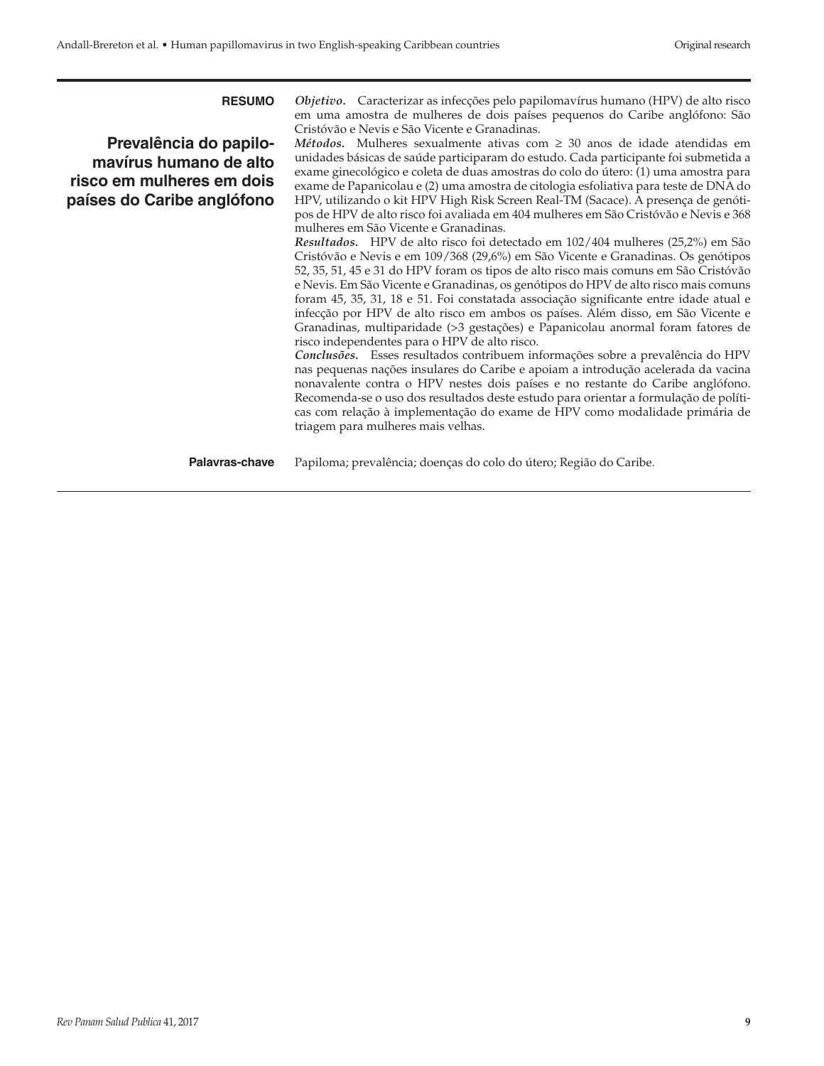**RESUMO**

## Prevalência do papilomavírus humano de alto risco em mulheres em dois países do Caribe anglófono

***Objetivo.*** Caracterizar as infecções pelo papilomavírus humano (HPV) de alto risco em uma amostra de mulheres de dois países pequenos do Caribe anglófono: São Cristóvão e Nevis e São Vicente e Granadinas.

***Métodos.*** Mulheres sexualmente ativas com ≥ 30 anos de idade atendidas em unidades básicas de saúde participaram do estudo. Cada participante foi submetida a exame ginecológico e coleta de duas amostras do colo do útero: (1) uma amostra para exame de Papanicolau e (2) uma amostra de citologia esfoliativa para teste de DNA do HPV, utilizando o kit HPV High Risk Screen Real-TM (Sacace). A presença de genótipos de HPV de alto risco foi avaliada em 404 mulheres em São Cristóvão e Nevis e 368 mulheres em São Vicente e Granadinas.

***Resultados.*** HPV de alto risco foi detectado em 102/404 mulheres (25,2%) em São Cristóvão e Nevis e em 109/368 (29,6%) em São Vicente e Granadinas. Os genótipos 52, 35, 51, 45 e 31 do HPV foram os tipos de alto risco mais comuns em São Cristóvão e Nevis. Em São Vicente e Granadinas, os genótipos do HPV de alto risco mais comuns foram 45, 35, 31, 18 e 51. Foi constatada associação significante entre idade atual e infecção por HPV de alto risco em ambos os países. Além disso, em São Vicente e Granadinas, multiparidade (>3 gestações) e Papanicolau anormal foram fatores de risco independentes para o HPV de alto risco.

***Conclusões.*** Esses resultados contribuem informações sobre a prevalência do HPV nas pequenas nações insulares do Caribe e apoiam a introdução acelerada da vacina nonavalente contra o HPV nestes dois países e no restante do Caribe anglófono. Recomenda-se o uso dos resultados deste estudo para orientar a formulação de políticas com relação à implementação do exame de HPV como modalidade primária de triagem para mulheres mais velhas.

**Palavras-chave** Papiloma; prevalência; doenças do colo do útero; Região do Caribe.